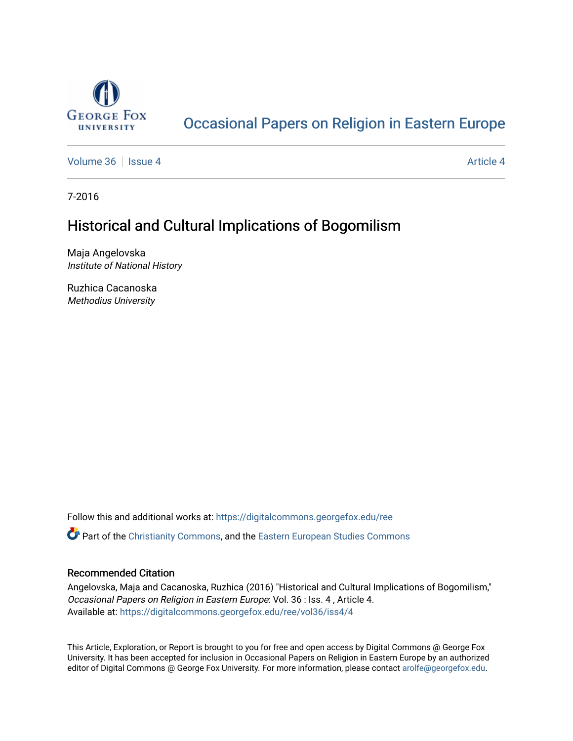# Occasional Papers on Religion in Eastern Europe

Volume 36 | Issue 4 Article 4

7-2016

## Historical and Cultural Implications of Bogomilism

Maja Angelovska
*Institute of National History*

Ruzhica Cacanoska
*Methodius University*

Follow this and additional works at: https://digitalcommons.georgefox.edu/ree

Part of the Christianity Commons, and the Eastern European Studies Commons

### Recommended Citation

Angelovska, Maja and Cacanoska, Ruzhica (2016) "Historical and Cultural Implications of Bogomilism," *Occasional Papers on Religion in Eastern Europe*: Vol. 36 : Iss. 4 , Article 4.
Available at: https://digitalcommons.georgefox.edu/ree/vol36/iss4/4

This Article, Exploration, or Report is brought to you for free and open access by Digital Commons @ George Fox University. It has been accepted for inclusion in Occasional Papers on Religion in Eastern Europe by an authorized editor of Digital Commons @ George Fox University. For more information, please contact arolfe@georgefox.edu.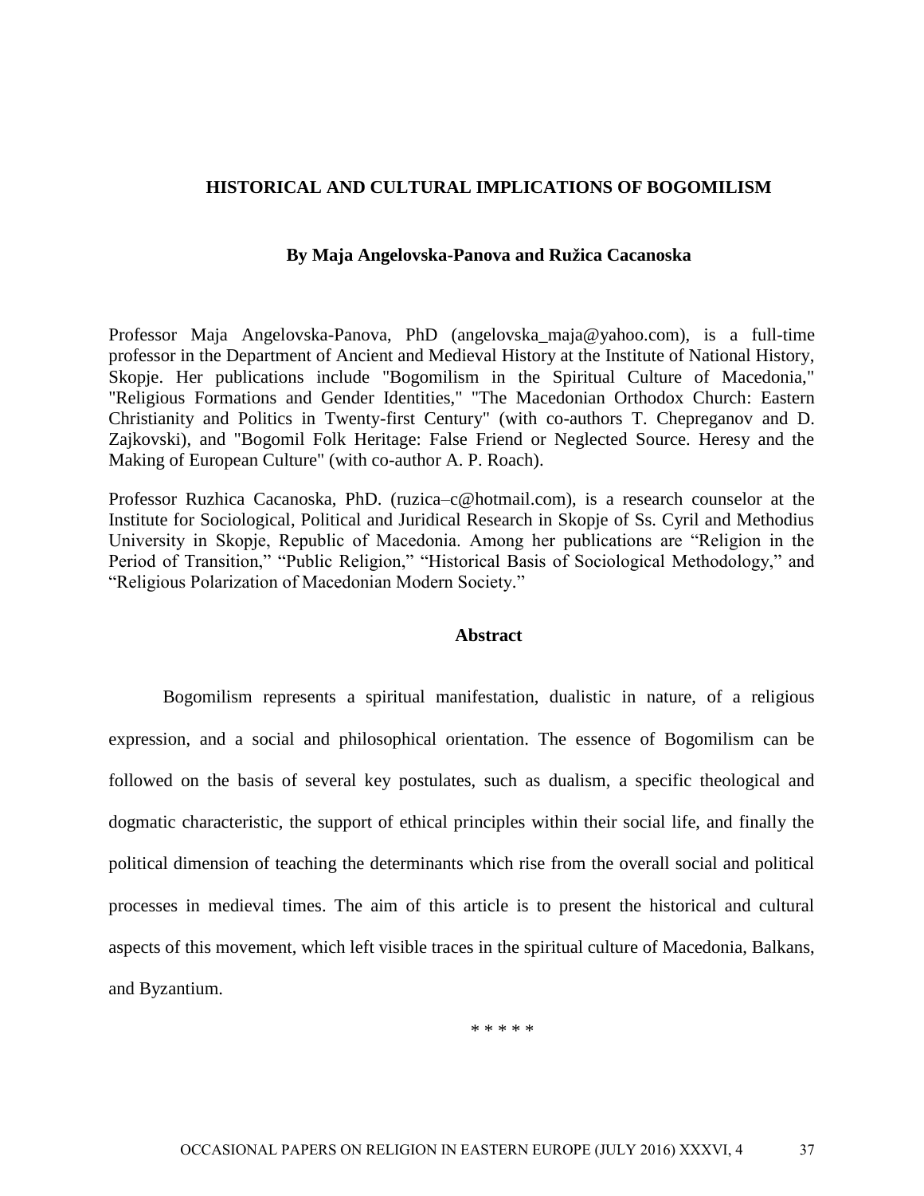## HISTORICAL AND CULTURAL IMPLICATIONS OF BOGOMILISM

### By Maja Angelovska-Panova and Ružica Cacanoska

Professor Maja Angelovska-Panova, PhD (angelovska_maja@yahoo.com), is a full-time professor in the Department of Ancient and Medieval History at the Institute of National History, Skopje. Her publications include "Bogomilism in the Spiritual Culture of Macedonia," "Religious Formations and Gender Identities," "The Macedonian Orthodox Church: Eastern Christianity and Politics in Twenty-first Century" (with co-authors T. Chepreganov and D. Zajkovski), and "Bogomil Folk Heritage: False Friend or Neglected Source. Heresy and the Making of European Culture" (with co-author A. P. Roach).

Professor Ruzhica Cacanoska, PhD. (ruzica–c@hotmail.com), is a research counselor at the Institute for Sociological, Political and Juridical Research in Skopje of Ss. Cyril and Methodius University in Skopje, Republic of Macedonia. Among her publications are "Religion in the Period of Transition," "Public Religion," "Historical Basis of Sociological Methodology," and "Religious Polarization of Macedonian Modern Society."

### Abstract

Bogomilism represents a spiritual manifestation, dualistic in nature, of a religious expression, and a social and philosophical orientation. The essence of Bogomilism can be followed on the basis of several key postulates, such as dualism, a specific theological and dogmatic characteristic, the support of ethical principles within their social life, and finally the political dimension of teaching the determinants which rise from the overall social and political processes in medieval times. The aim of this article is to present the historical and cultural aspects of this movement, which left visible traces in the spiritual culture of Macedonia, Balkans, and Byzantium.

* * * * *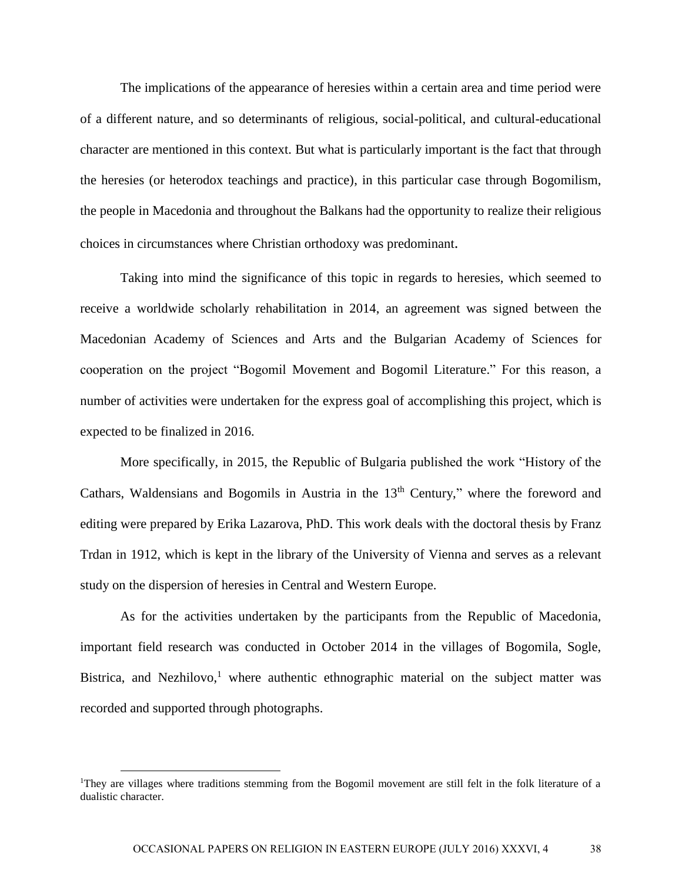The implications of the appearance of heresies within a certain area and time period were of a different nature, and so determinants of religious, social-political, and cultural-educational character are mentioned in this context. But what is particularly important is the fact that through the heresies (or heterodox teachings and practice), in this particular case through Bogomilism, the people in Macedonia and throughout the Balkans had the opportunity to realize their religious choices in circumstances where Christian orthodoxy was predominant.

Taking into mind the significance of this topic in regards to heresies, which seemed to receive a worldwide scholarly rehabilitation in 2014, an agreement was signed between the Macedonian Academy of Sciences and Arts and the Bulgarian Academy of Sciences for cooperation on the project "Bogomil Movement and Bogomil Literature." For this reason, a number of activities were undertaken for the express goal of accomplishing this project, which is expected to be finalized in 2016.

More specifically, in 2015, the Republic of Bulgaria published the work "History of the Cathars, Waldensians and Bogomils in Austria in the 13th Century," where the foreword and editing were prepared by Erika Lazarova, PhD. This work deals with the doctoral thesis by Franz Trdan in 1912, which is kept in the library of the University of Vienna and serves as a relevant study on the dispersion of heresies in Central and Western Europe.

As for the activities undertaken by the participants from the Republic of Macedonia, important field research was conducted in October 2014 in the villages of Bogomila, Sogle, Bistrica, and Nezhilovo,[1] where authentic ethnographic material on the subject matter was recorded and supported through photographs.

---

[1]They are villages where traditions stemming from the Bogomil movement are still felt in the folk literature of a dualistic character.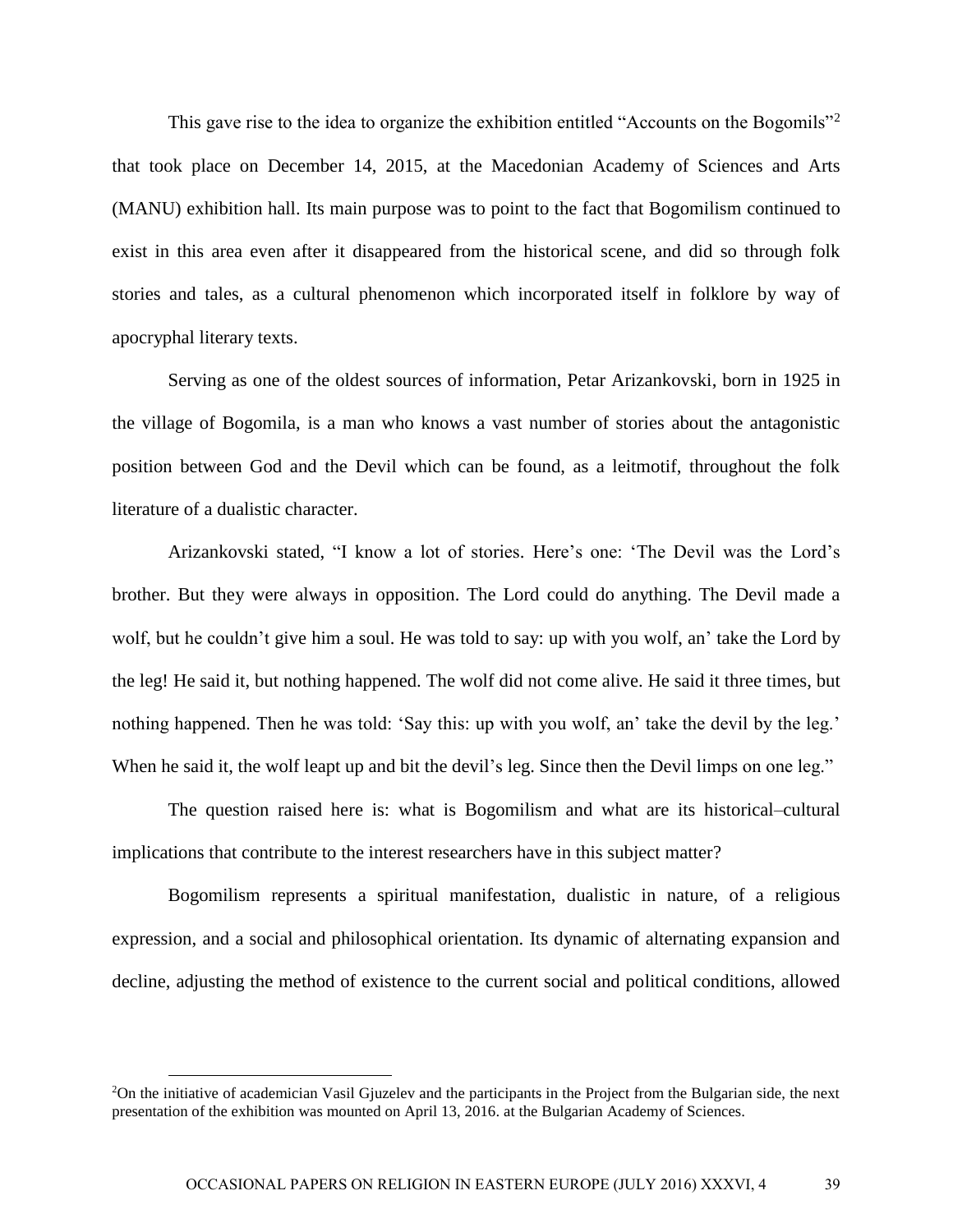This gave rise to the idea to organize the exhibition entitled "Accounts on the Bogomils"[2] that took place on December 14, 2015, at the Macedonian Academy of Sciences and Arts (MANU) exhibition hall. Its main purpose was to point to the fact that Bogomilism continued to exist in this area even after it disappeared from the historical scene, and did so through folk stories and tales, as a cultural phenomenon which incorporated itself in folklore by way of apocryphal literary texts.

Serving as one of the oldest sources of information, Petar Arizankovski, born in 1925 in the village of Bogomila, is a man who knows a vast number of stories about the antagonistic position between God and the Devil which can be found, as a leitmotif, throughout the folk literature of a dualistic character.

Arizankovski stated, "I know a lot of stories. Here's one: 'The Devil was the Lord's brother. But they were always in opposition. The Lord could do anything. The Devil made a wolf, but he couldn't give him a soul. He was told to say: up with you wolf, an' take the Lord by the leg! He said it, but nothing happened. The wolf did not come alive. He said it three times, but nothing happened. Then he was told: 'Say this: up with you wolf, an' take the devil by the leg.' When he said it, the wolf leapt up and bit the devil's leg. Since then the Devil limps on one leg."

The question raised here is: what is Bogomilism and what are its historical–cultural implications that contribute to the interest researchers have in this subject matter?

Bogomilism represents a spiritual manifestation, dualistic in nature, of a religious expression, and a social and philosophical orientation. Its dynamic of alternating expansion and decline, adjusting the method of existence to the current social and political conditions, allowed

[2] On the initiative of academician Vasil Gjuzelev and the participants in the Project from the Bulgarian side, the next presentation of the exhibition was mounted on April 13, 2016. at the Bulgarian Academy of Sciences.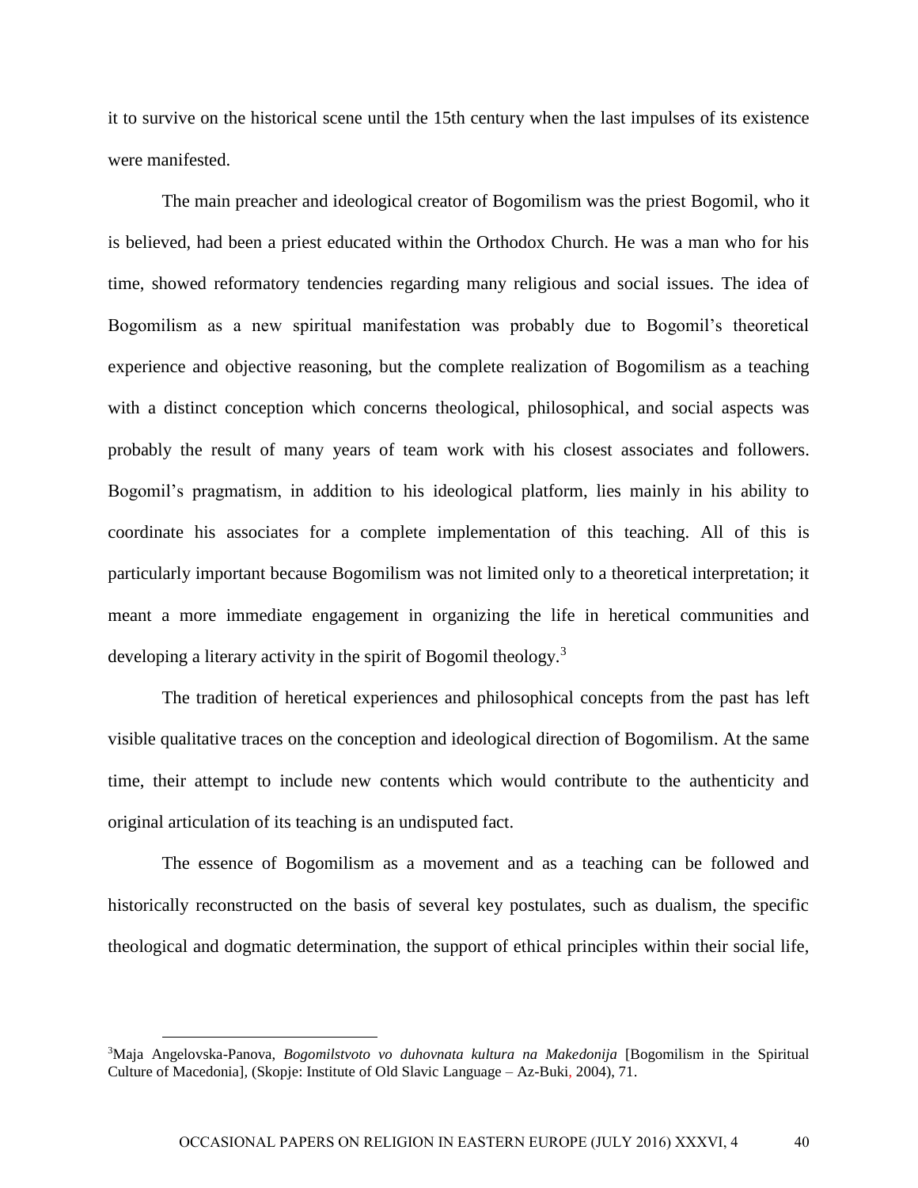it to survive on the historical scene until the 15th century when the last impulses of its existence were manifested.

The main preacher and ideological creator of Bogomilism was the priest Bogomil, who it is believed, had been a priest educated within the Orthodox Church. He was a man who for his time, showed reformatory tendencies regarding many religious and social issues. The idea of Bogomilism as a new spiritual manifestation was probably due to Bogomil's theoretical experience and objective reasoning, but the complete realization of Bogomilism as a teaching with a distinct conception which concerns theological, philosophical, and social aspects was probably the result of many years of team work with his closest associates and followers. Bogomil's pragmatism, in addition to his ideological platform, lies mainly in his ability to coordinate his associates for a complete implementation of this teaching. All of this is particularly important because Bogomilism was not limited only to a theoretical interpretation; it meant a more immediate engagement in organizing the life in heretical communities and developing a literary activity in the spirit of Bogomil theology.[3]

The tradition of heretical experiences and philosophical concepts from the past has left visible qualitative traces on the conception and ideological direction of Bogomilism. At the same time, their attempt to include new contents which would contribute to the authenticity and original articulation of its teaching is an undisputed fact.

The essence of Bogomilism as a movement and as a teaching can be followed and historically reconstructed on the basis of several key postulates, such as dualism, the specific theological and dogmatic determination, the support of ethical principles within their social life,

---

[3]Maja Angelovska-Panova, *Bogomilstvoto vo duhovnata kultura na Makedonija* [Bogomilism in the Spiritual Culture of Macedonia], (Skopje: Institute of Old Slavic Language – Az-Buki, 2004), 71.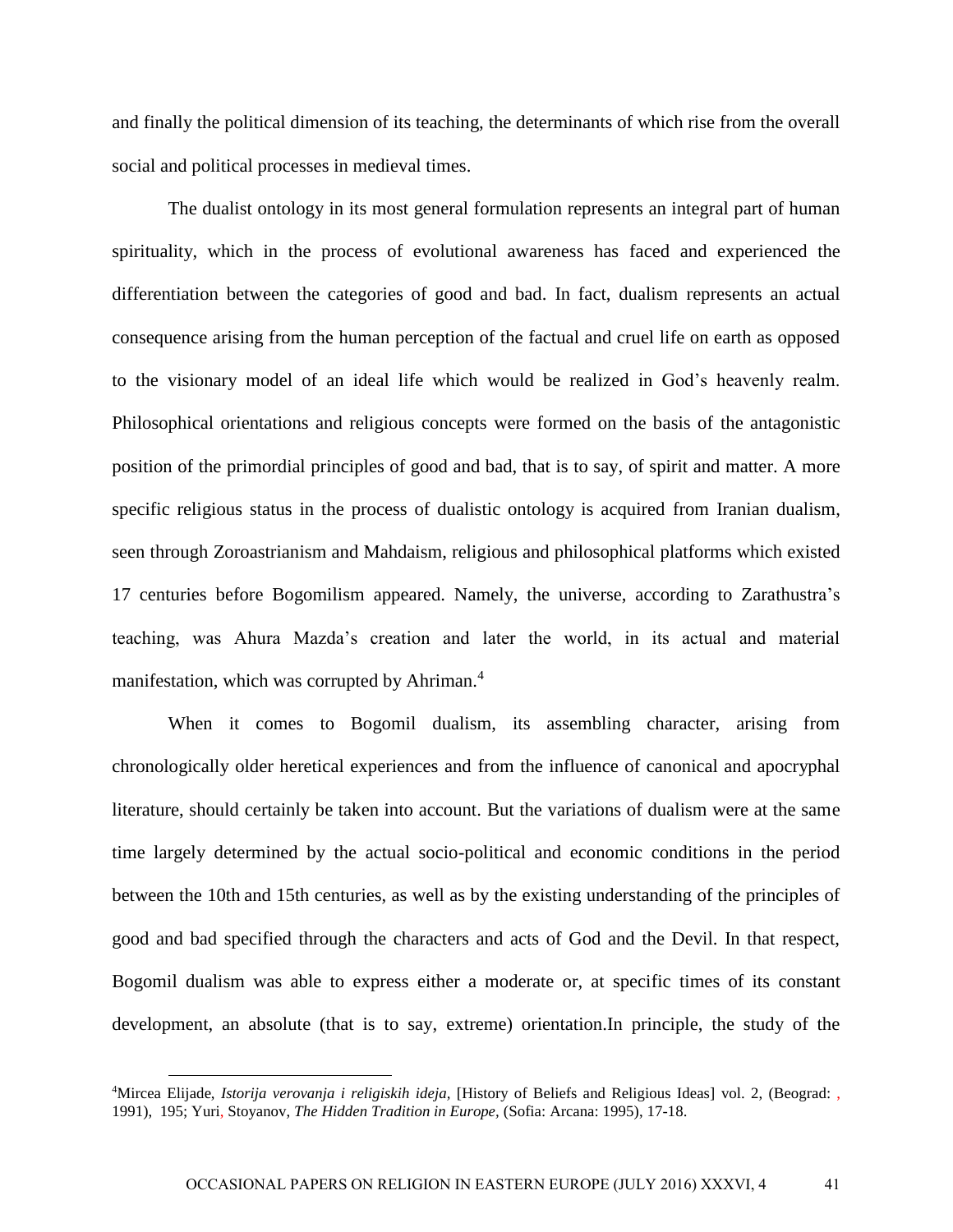and finally the political dimension of its teaching, the determinants of which rise from the overall social and political processes in medieval times.

The dualist ontology in its most general formulation represents an integral part of human spirituality, which in the process of evolutional awareness has faced and experienced the differentiation between the categories of good and bad. In fact, dualism represents an actual consequence arising from the human perception of the factual and cruel life on earth as opposed to the visionary model of an ideal life which would be realized in God's heavenly realm. Philosophical orientations and religious concepts were formed on the basis of the antagonistic position of the primordial principles of good and bad, that is to say, of spirit and matter. A more specific religious status in the process of dualistic ontology is acquired from Iranian dualism, seen through Zoroastrianism and Mahdaism, religious and philosophical platforms which existed 17 centuries before Bogomilism appeared. Namely, the universe, according to Zarathustra's teaching, was Ahura Mazda's creation and later the world, in its actual and material manifestation, which was corrupted by Ahriman.[4]

When it comes to Bogomil dualism, its assembling character, arising from chronologically older heretical experiences and from the influence of canonical and apocryphal literature, should certainly be taken into account. But the variations of dualism were at the same time largely determined by the actual socio-political and economic conditions in the period between the 10th and 15th centuries, as well as by the existing understanding of the principles of good and bad specified through the characters and acts of God and the Devil. In that respect, Bogomil dualism was able to express either a moderate or, at specific times of its constant development, an absolute (that is to say, extreme) orientation.In principle, the study of the

---

[4]Mircea Elijade, *Istorija verovanja i religiskih ideja,* [History of Beliefs and Religious Ideas] vol. 2, (Beograd: , 1991), 195; Yuri, Stoyanov, *The Hidden Tradition in Europe,* (Sofia: Arcana: 1995), 17-18.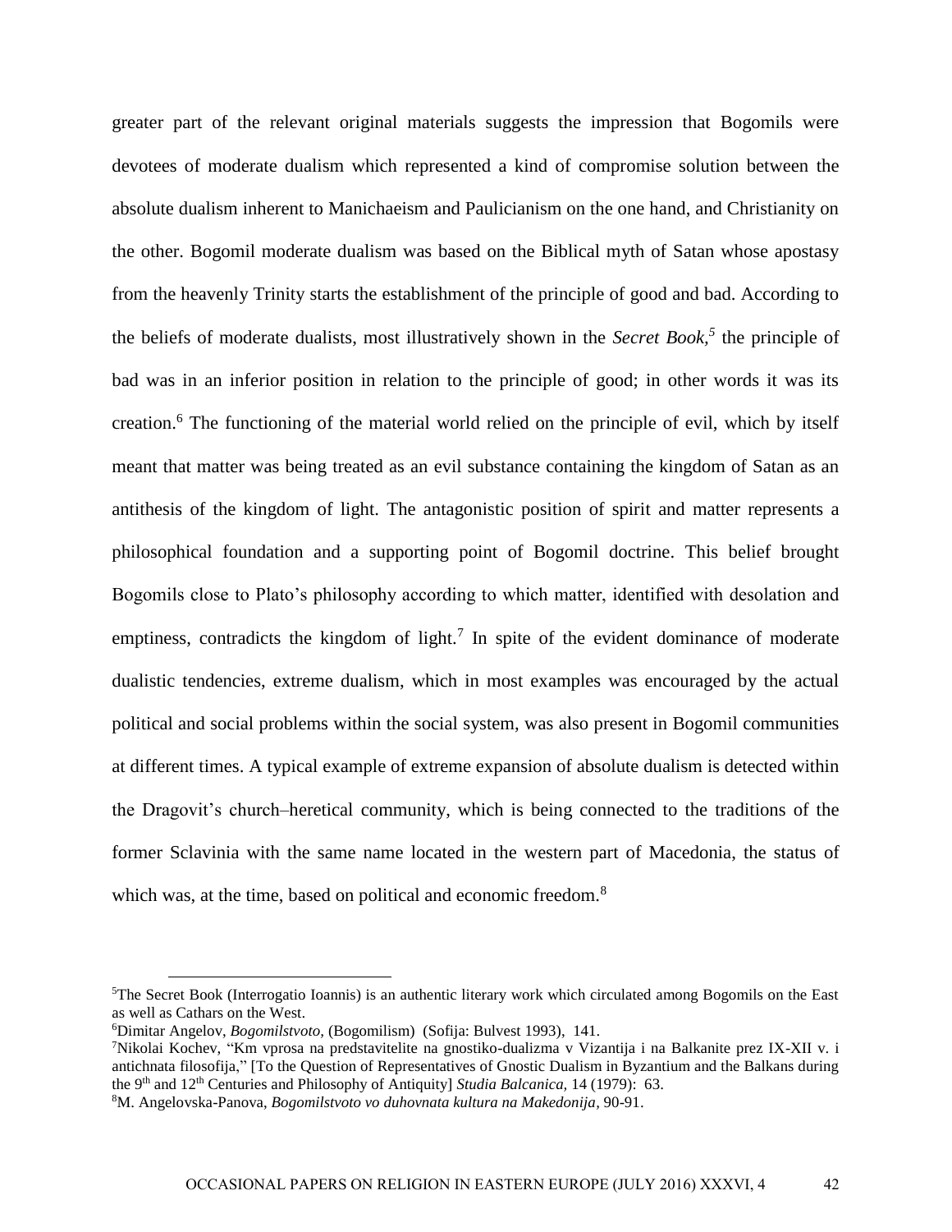greater part of the relevant original materials suggests the impression that Bogomils were devotees of moderate dualism which represented a kind of compromise solution between the absolute dualism inherent to Manichaeism and Paulicianism on the one hand, and Christianity on the other. Bogomil moderate dualism was based on the Biblical myth of Satan whose apostasy from the heavenly Trinity starts the establishment of the principle of good and bad. According to the beliefs of moderate dualists, most illustratively shown in the *Secret Book,*[5] the principle of bad was in an inferior position in relation to the principle of good; in other words it was its creation.[6] The functioning of the material world relied on the principle of evil, which by itself meant that matter was being treated as an evil substance containing the kingdom of Satan as an antithesis of the kingdom of light. The antagonistic position of spirit and matter represents a philosophical foundation and a supporting point of Bogomil doctrine. This belief brought Bogomils close to Plato's philosophy according to which matter, identified with desolation and emptiness, contradicts the kingdom of light.[7] In spite of the evident dominance of moderate dualistic tendencies, extreme dualism, which in most examples was encouraged by the actual political and social problems within the social system, was also present in Bogomil communities at different times. A typical example of extreme expansion of absolute dualism is detected within the Dragovit's church–heretical community, which is being connected to the traditions of the former Sclavinia with the same name located in the western part of Macedonia, the status of which was, at the time, based on political and economic freedom.[8]

---

[5]The Secret Book (Interrogatio Ioannis) is an authentic literary work which circulated among Bogomils on the East as well as Cathars on the West.

[6]Dimitar Angelov, *Bogomilstvoto,* (Bogomilism) (Sofija: Bulvest 1993), 141.

[7]Nikolai Kochev, "Km vprosa na predstavitelite na gnostiko-dualizma v Vizantija i na Balkanite prez IX-XII v. i antichnata filosofija," [To the Question of Representatives of Gnostic Dualism in Byzantium and the Balkans during the 9th and 12th Centuries and Philosophy of Antiquity] *Studia Balcanica,* 14 (1979): 63.

[8]M. Angelovska-Panova, *Bogomilstvoto vo duhovnata kultura na Makedonija,* 90-91.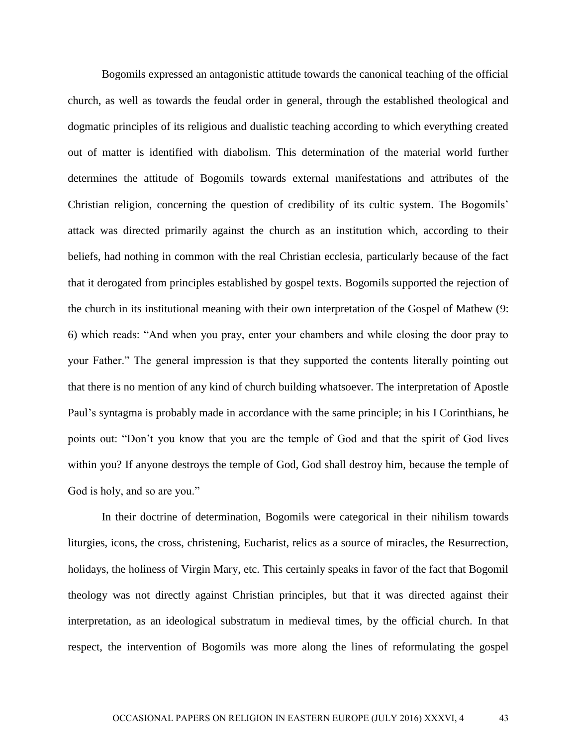Bogomils expressed an antagonistic attitude towards the canonical teaching of the official church, as well as towards the feudal order in general, through the established theological and dogmatic principles of its religious and dualistic teaching according to which everything created out of matter is identified with diabolism. This determination of the material world further determines the attitude of Bogomils towards external manifestations and attributes of the Christian religion, concerning the question of credibility of its cultic system. The Bogomils' attack was directed primarily against the church as an institution which, according to their beliefs, had nothing in common with the real Christian ecclesia, particularly because of the fact that it derogated from principles established by gospel texts. Bogomils supported the rejection of the church in its institutional meaning with their own interpretation of the Gospel of Mathew (9: 6) which reads: "And when you pray, enter your chambers and while closing the door pray to your Father." The general impression is that they supported the contents literally pointing out that there is no mention of any kind of church building whatsoever. The interpretation of Apostle Paul's syntagma is probably made in accordance with the same principle; in his I Corinthians, he points out: "Don't you know that you are the temple of God and that the spirit of God lives within you? If anyone destroys the temple of God, God shall destroy him, because the temple of God is holy, and so are you."

In their doctrine of determination, Bogomils were categorical in their nihilism towards liturgies, icons, the cross, christening, Eucharist, relics as a source of miracles, the Resurrection, holidays, the holiness of Virgin Mary, etc. This certainly speaks in favor of the fact that Bogomil theology was not directly against Christian principles, but that it was directed against their interpretation, as an ideological substratum in medieval times, by the official church. In that respect, the intervention of Bogomils was more along the lines of reformulating the gospel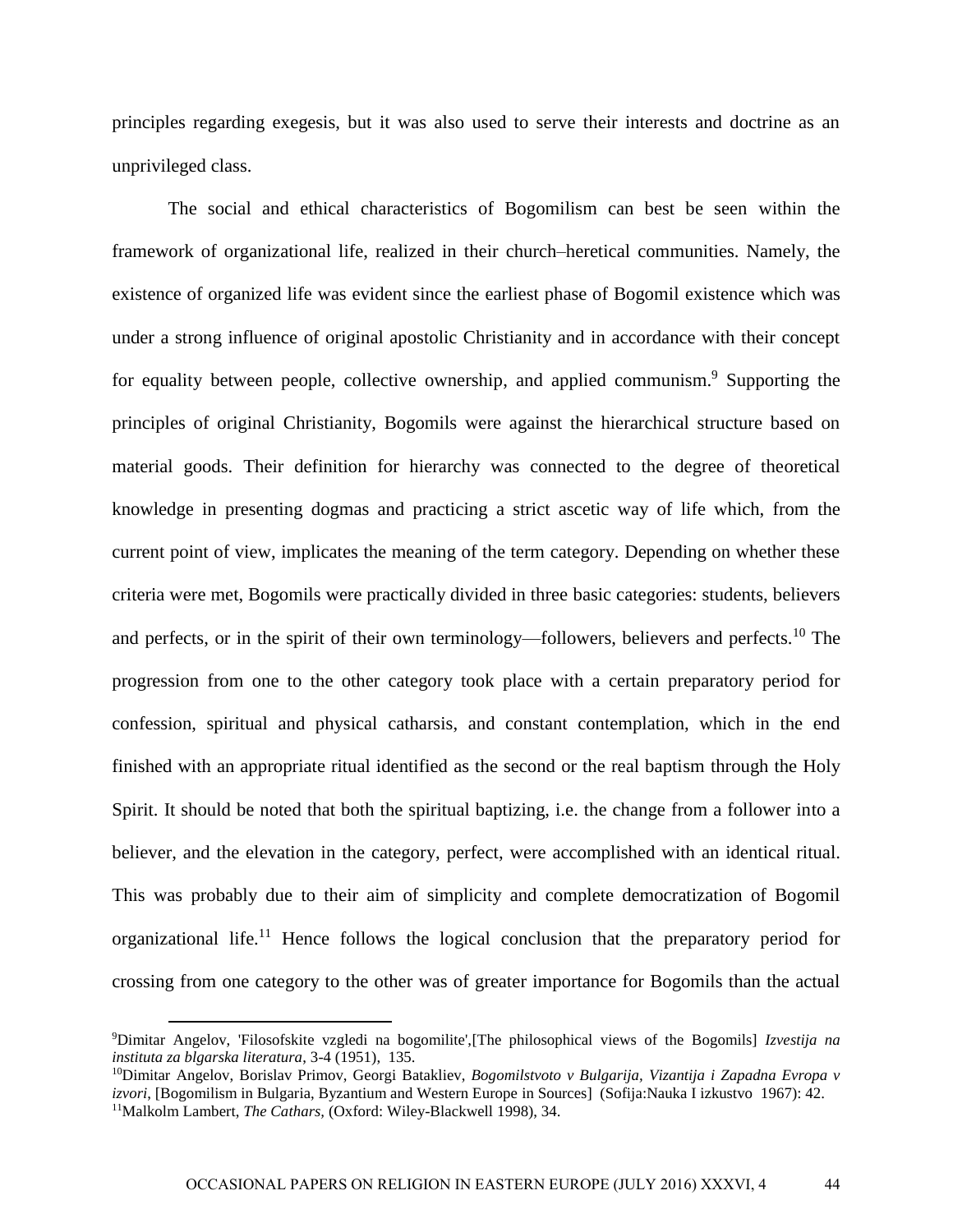principles regarding exegesis, but it was also used to serve their interests and doctrine as an unprivileged class.

The social and ethical characteristics of Bogomilism can best be seen within the framework of organizational life, realized in their church–heretical communities. Namely, the existence of organized life was evident since the earliest phase of Bogomil existence which was under a strong influence of original apostolic Christianity and in accordance with their concept for equality between people, collective ownership, and applied communism.[9] Supporting the principles of original Christianity, Bogomils were against the hierarchical structure based on material goods. Their definition for hierarchy was connected to the degree of theoretical knowledge in presenting dogmas and practicing a strict ascetic way of life which, from the current point of view, implicates the meaning of the term category. Depending on whether these criteria were met, Bogomils were practically divided in three basic categories: students, believers and perfects, or in the spirit of their own terminology—followers, believers and perfects.[10] The progression from one to the other category took place with a certain preparatory period for confession, spiritual and physical catharsis, and constant contemplation, which in the end finished with an appropriate ritual identified as the second or the real baptism through the Holy Spirit. It should be noted that both the spiritual baptizing, i.e. the change from a follower into a believer, and the elevation in the category, perfect, were accomplished with an identical ritual. This was probably due to their aim of simplicity and complete democratization of Bogomil organizational life.[11] Hence follows the logical conclusion that the preparatory period for crossing from one category to the other was of greater importance for Bogomils than the actual

---

[9]Dimitar Angelov, 'Filosofskite vzgledi na bogomilite',[The philosophical views of the Bogomils] *Izvestija na instituta za blgarska literatura*, 3-4 (1951), 135.

[10]Dimitar Angelov, Borislav Primov, Georgi Batakliev, *Bogomilstvoto v Bulgarija, Vizantija i Zapadna Evropa v izvori*, [Bogomilism in Bulgaria, Byzantium and Western Europe in Sources] (Sofija:Nauka I izkustvo 1967): 42.

[11]Malkolm Lambert, *The Cathars,* (Oxford: Wiley-Blackwell 1998), 34.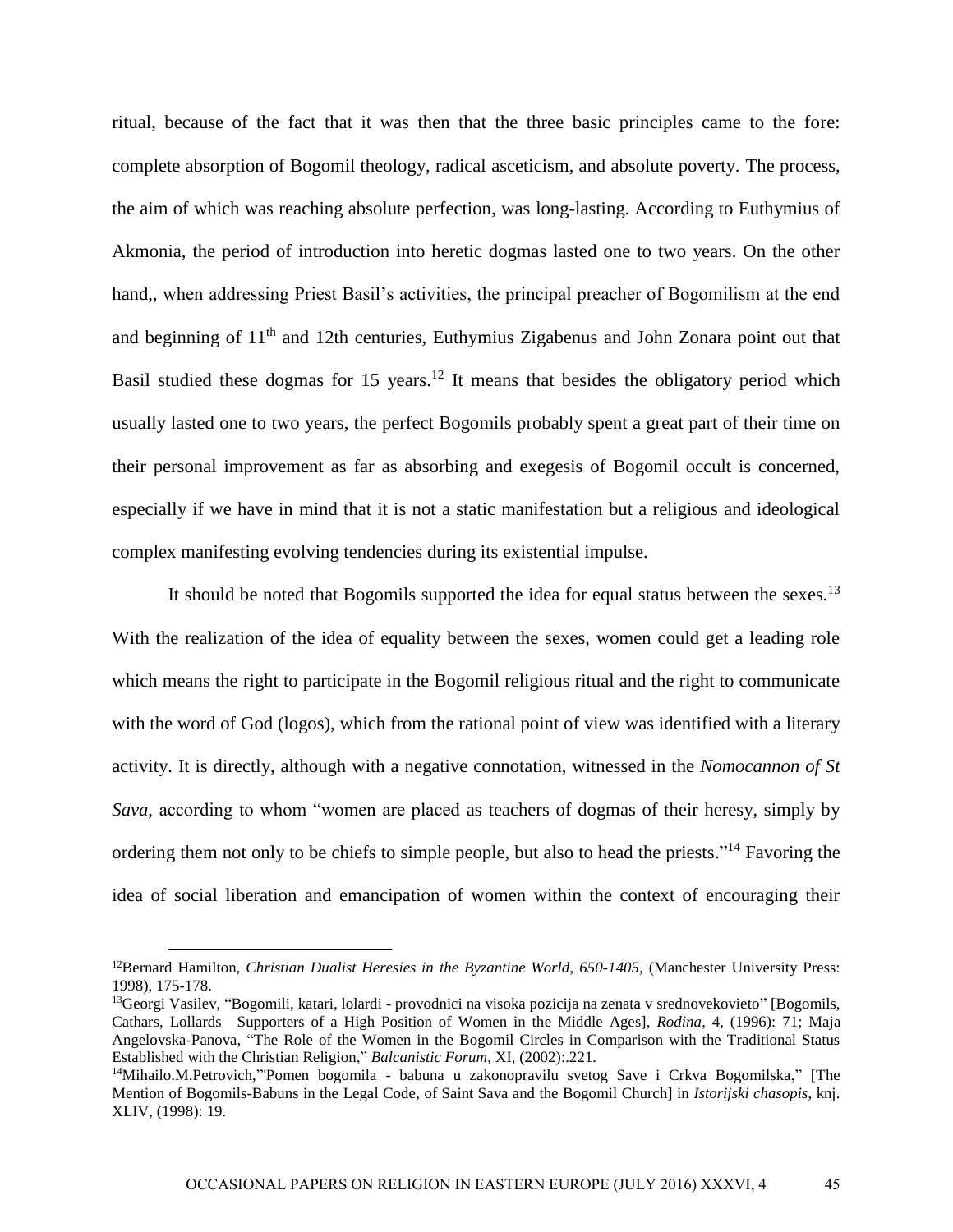ritual, because of the fact that it was then that the three basic principles came to the fore: complete absorption of Bogomil theology, radical asceticism, and absolute poverty. The process, the aim of which was reaching absolute perfection, was long-lasting. According to Euthymius of Akmonia, the period of introduction into heretic dogmas lasted one to two years. On the other hand,, when addressing Priest Basil's activities, the principal preacher of Bogomilism at the end and beginning of 11th and 12th centuries, Euthymius Zigabenus and John Zonara point out that Basil studied these dogmas for 15 years.[12] It means that besides the obligatory period which usually lasted one to two years, the perfect Bogomils probably spent a great part of their time on their personal improvement as far as absorbing and exegesis of Bogomil occult is concerned, especially if we have in mind that it is not a static manifestation but a religious and ideological complex manifesting evolving tendencies during its existential impulse.

It should be noted that Bogomils supported the idea for equal status between the sexes.[13] With the realization of the idea of equality between the sexes, women could get a leading role which means the right to participate in the Bogomil religious ritual and the right to communicate with the word of God (logos), which from the rational point of view was identified with a literary activity. It is directly, although with a negative connotation, witnessed in the *Nomocannon of St Sava*, according to whom "women are placed as teachers of dogmas of their heresy, simply by ordering them not only to be chiefs to simple people, but also to head the priests."[14] Favoring the idea of social liberation and emancipation of women within the context of encouraging their

---

[12] Bernard Hamilton, *Christian Dualist Heresies in the Byzantine World, 650-1405,* (Manchester University Press: 1998), 175-178.

[13] Georgi Vasilev, "Bogomili, katari, lolardi - provodnici na visoka pozicija na zenata v srednovekovieto" [Bogomils, Cathars, Lollards—Supporters of a High Position of Women in the Middle Ages], *Rodina*, 4, (1996): 71; Maja Angelovska-Panova, "The Role of the Women in the Bogomil Circles in Comparison with the Traditional Status Established with the Christian Religion," *Balcanistic Forum*, XI, (2002):.221.

[14] Mihailo.M.Petrovich,'"Pomen bogomila - babuna u zakonopravilu svetog Save i Crkva Bogomilska," [The Mention of Bogomils-Babuns in the Legal Code, of Saint Sava and the Bogomil Church] in *Istorijski chasopis*, knj. XLIV, (1998): 19.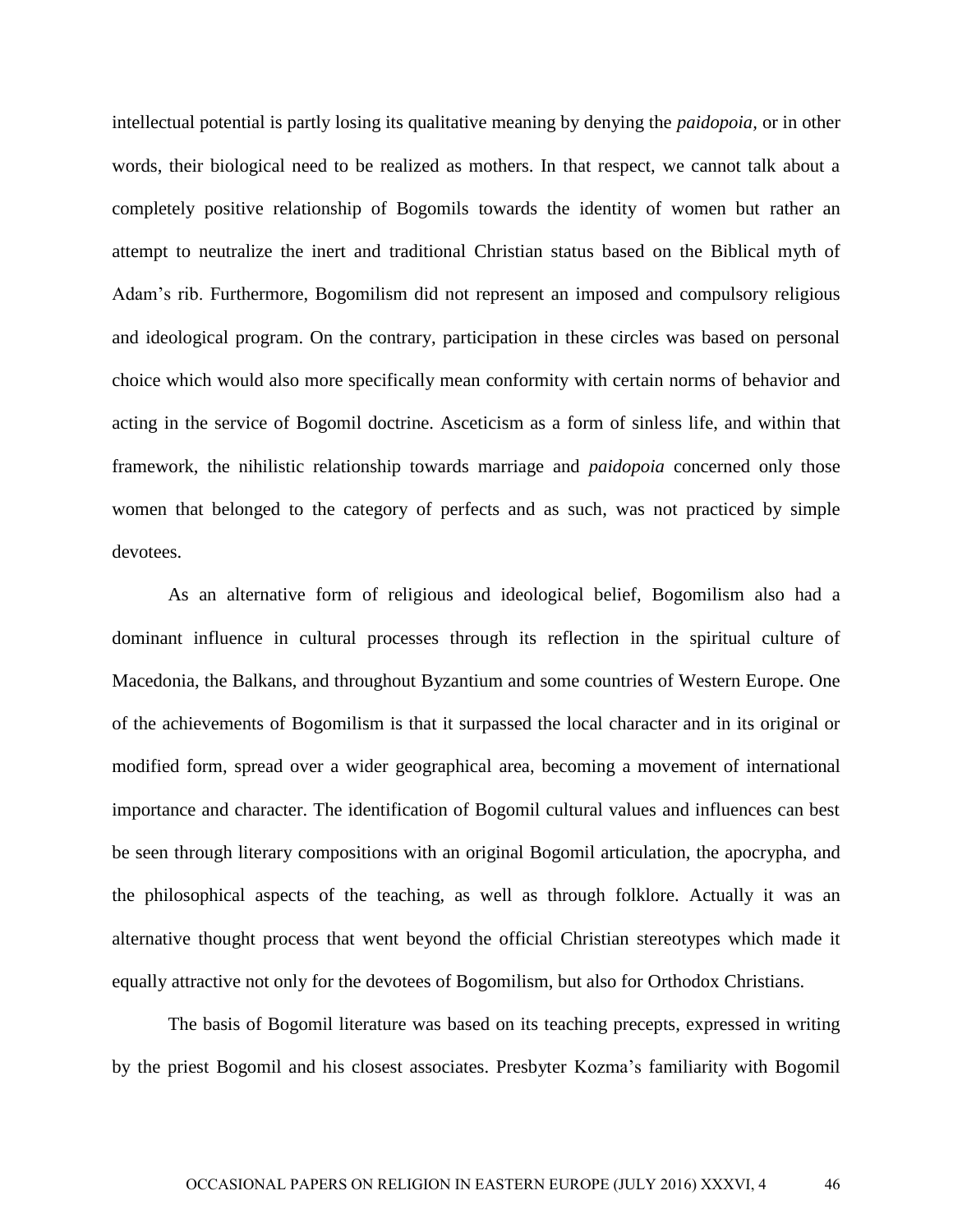intellectual potential is partly losing its qualitative meaning by denying the *paidopoia,* or in other words, their biological need to be realized as mothers. In that respect, we cannot talk about a completely positive relationship of Bogomils towards the identity of women but rather an attempt to neutralize the inert and traditional Christian status based on the Biblical myth of Adam's rib. Furthermore, Bogomilism did not represent an imposed and compulsory religious and ideological program. On the contrary, participation in these circles was based on personal choice which would also more specifically mean conformity with certain norms of behavior and acting in the service of Bogomil doctrine. Asceticism as a form of sinless life, and within that framework, the nihilistic relationship towards marriage and *paidopoia* concerned only those women that belonged to the category of perfects and as such, was not practiced by simple devotees.

As an alternative form of religious and ideological belief, Bogomilism also had a dominant influence in cultural processes through its reflection in the spiritual culture of Macedonia, the Balkans, and throughout Byzantium and some countries of Western Europe. One of the achievements of Bogomilism is that it surpassed the local character and in its original or modified form, spread over a wider geographical area, becoming a movement of international importance and character. The identification of Bogomil cultural values and influences can best be seen through literary compositions with an original Bogomil articulation, the apocrypha, and the philosophical aspects of the teaching, as well as through folklore. Actually it was an alternative thought process that went beyond the official Christian stereotypes which made it equally attractive not only for the devotees of Bogomilism, but also for Orthodox Christians.

The basis of Bogomil literature was based on its teaching precepts, expressed in writing by the priest Bogomil and his closest associates. Presbyter Kozma's familiarity with Bogomil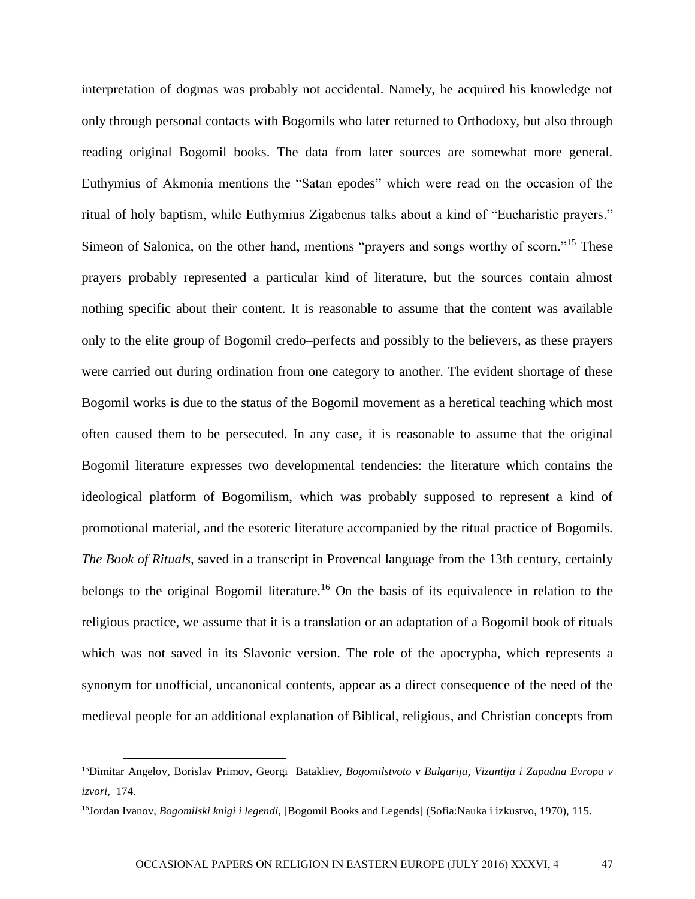interpretation of dogmas was probably not accidental. Namely, he acquired his knowledge not only through personal contacts with Bogomils who later returned to Orthodoxy, but also through reading original Bogomil books. The data from later sources are somewhat more general. Euthymius of Akmonia mentions the "Satan epodes" which were read on the occasion of the ritual of holy baptism, while Euthymius Zigabenus talks about a kind of "Eucharistic prayers." Simeon of Salonica, on the other hand, mentions "prayers and songs worthy of scorn."[15] These prayers probably represented a particular kind of literature, but the sources contain almost nothing specific about their content. It is reasonable to assume that the content was available only to the elite group of Bogomil credo–perfects and possibly to the believers, as these prayers were carried out during ordination from one category to another. The evident shortage of these Bogomil works is due to the status of the Bogomil movement as a heretical teaching which most often caused them to be persecuted. In any case, it is reasonable to assume that the original Bogomil literature expresses two developmental tendencies: the literature which contains the ideological platform of Bogomilism, which was probably supposed to represent a kind of promotional material, and the esoteric literature accompanied by the ritual practice of Bogomils. *The Book of Rituals*, saved in a transcript in Provencal language from the 13th century, certainly belongs to the original Bogomil literature.[16] On the basis of its equivalence in relation to the religious practice, we assume that it is a translation or an adaptation of a Bogomil book of rituals which was not saved in its Slavonic version. The role of the apocrypha, which represents a synonym for unofficial, uncanonical contents, appear as a direct consequence of the need of the medieval people for an additional explanation of Biblical, religious, and Christian concepts from

---

[15] Dimitar Angelov, Borislav Primov, Georgi Batakliev, *Bogomilstvoto v Bulgarija, Vizantija i Zapadna Evropa v izvori,* 174.

[16] Jordan Ivanov, *Bogomilski knigi i legendi,* [Bogomil Books and Legends] (Sofia:Nauka i izkustvo, 1970), 115.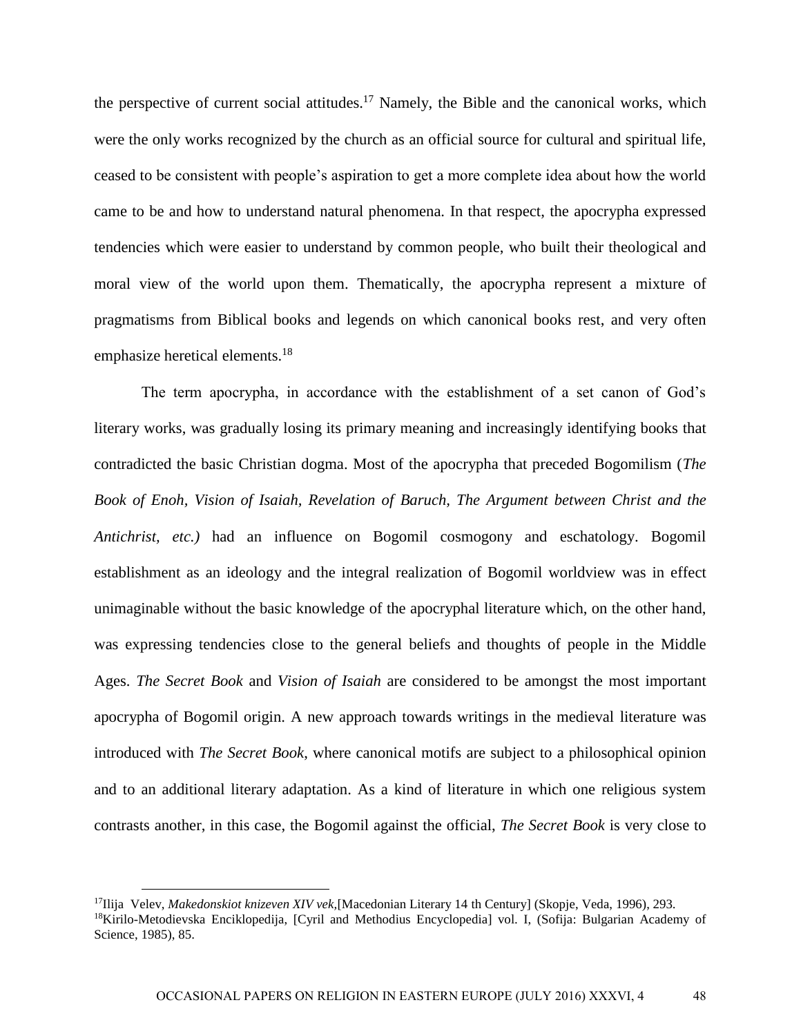the perspective of current social attitudes.[17] Namely, the Bible and the canonical works, which were the only works recognized by the church as an official source for cultural and spiritual life, ceased to be consistent with people's aspiration to get a more complete idea about how the world came to be and how to understand natural phenomena. In that respect, the apocrypha expressed tendencies which were easier to understand by common people, who built their theological and moral view of the world upon them. Thematically, the apocrypha represent a mixture of pragmatisms from Biblical books and legends on which canonical books rest, and very often emphasize heretical elements.[18]

The term apocrypha, in accordance with the establishment of a set canon of God's literary works, was gradually losing its primary meaning and increasingly identifying books that contradicted the basic Christian dogma. Most of the apocrypha that preceded Bogomilism (*The Book of Enoh, Vision of Isaiah, Revelation of Baruch, The Argument between Christ and the Antichrist, etc.)* had an influence on Bogomil cosmogony and eschatology. Bogomil establishment as an ideology and the integral realization of Bogomil worldview was in effect unimaginable without the basic knowledge of the apocryphal literature which, on the other hand, was expressing tendencies close to the general beliefs and thoughts of people in the Middle Ages. *The Secret Book* and *Vision of Isaiah* are considered to be amongst the most important apocrypha of Bogomil origin. A new approach towards writings in the medieval literature was introduced with *The Secret Book*, where canonical motifs are subject to a philosophical opinion and to an additional literary adaptation. As a kind of literature in which one religious system contrasts another, in this case, the Bogomil against the official, *The Secret Book* is very close to

---

[17] Ilija Velev, *Makedonskiot knizeven XIV vek*,[Macedonian Literary 14 th Century] (Skopje, Veda, 1996), 293.

[18] Kirilo-Metodievska Enciklopedija, [Cyril and Methodius Encyclopedia] vol. I, (Sofija: Bulgarian Academy of Science, 1985), 85.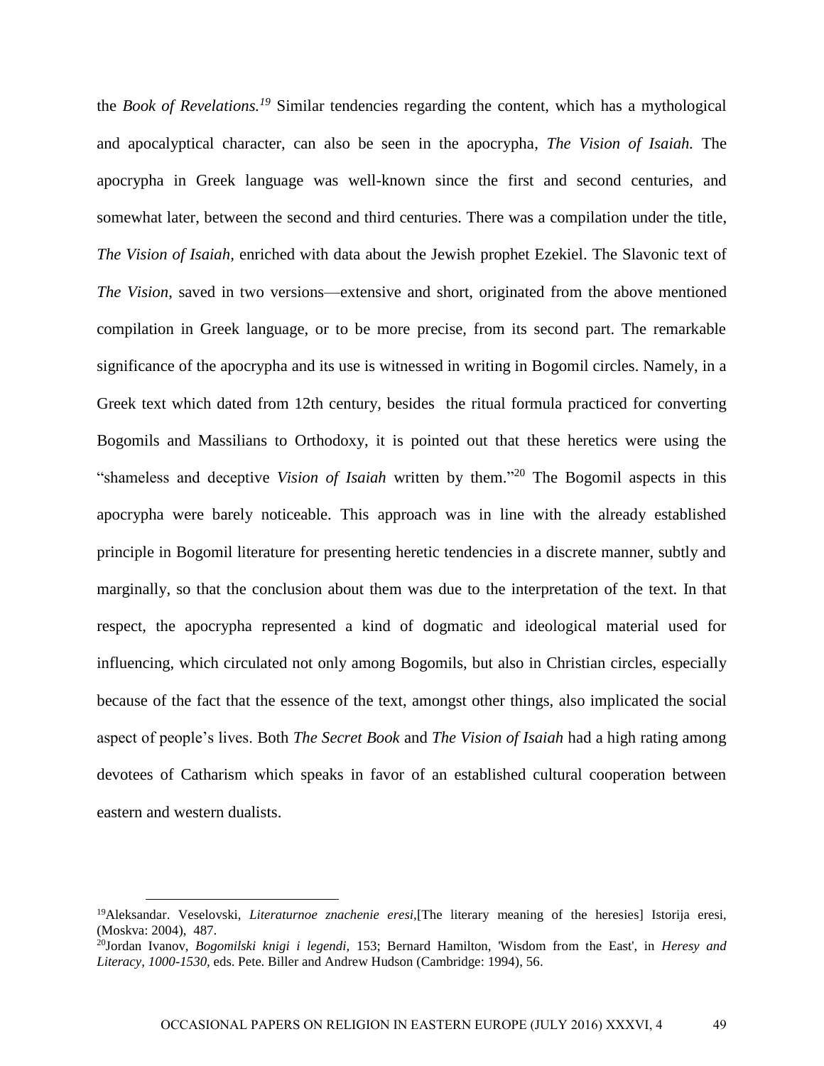the *Book of Revelations.*[19] Similar tendencies regarding the content, which has a mythological and apocalyptical character, can also be seen in the apocrypha, *The Vision of Isaiah.* The apocrypha in Greek language was well-known since the first and second centuries, and somewhat later, between the second and third centuries. There was a compilation under the title, *The Vision of Isaiah,* enriched with data about the Jewish prophet Ezekiel. The Slavonic text of *The Vision*, saved in two versions—extensive and short, originated from the above mentioned compilation in Greek language, or to be more precise, from its second part. The remarkable significance of the apocrypha and its use is witnessed in writing in Bogomil circles. Namely, in a Greek text which dated from 12th century, besides the ritual formula practiced for converting Bogomils and Massilians to Orthodoxy, it is pointed out that these heretics were using the "shameless and deceptive *Vision of Isaiah* written by them."[20] The Bogomil aspects in this apocrypha were barely noticeable. This approach was in line with the already established principle in Bogomil literature for presenting heretic tendencies in a discrete manner, subtly and marginally, so that the conclusion about them was due to the interpretation of the text. In that respect, the apocrypha represented a kind of dogmatic and ideological material used for influencing, which circulated not only among Bogomils, but also in Christian circles, especially because of the fact that the essence of the text, amongst other things, also implicated the social aspect of people's lives. Both *The Secret Book* and *The Vision of Isaiah* had a high rating among devotees of Catharism which speaks in favor of an established cultural cooperation between eastern and western dualists.

---

[19]Aleksandar. Veselovski, *Literaturnoe znachenie eresi*,[The literary meaning of the heresies] Istorija eresi, (Moskva: 2004), 487.

[20]Jordan Ivanov, *Bogomilski knigi i legendi,* 153; Bernard Hamilton, 'Wisdom from the East', in *Heresy and Literacy, 1000-1530*, eds. Pete. Biller and Andrew Hudson (Cambridge: 1994), 56.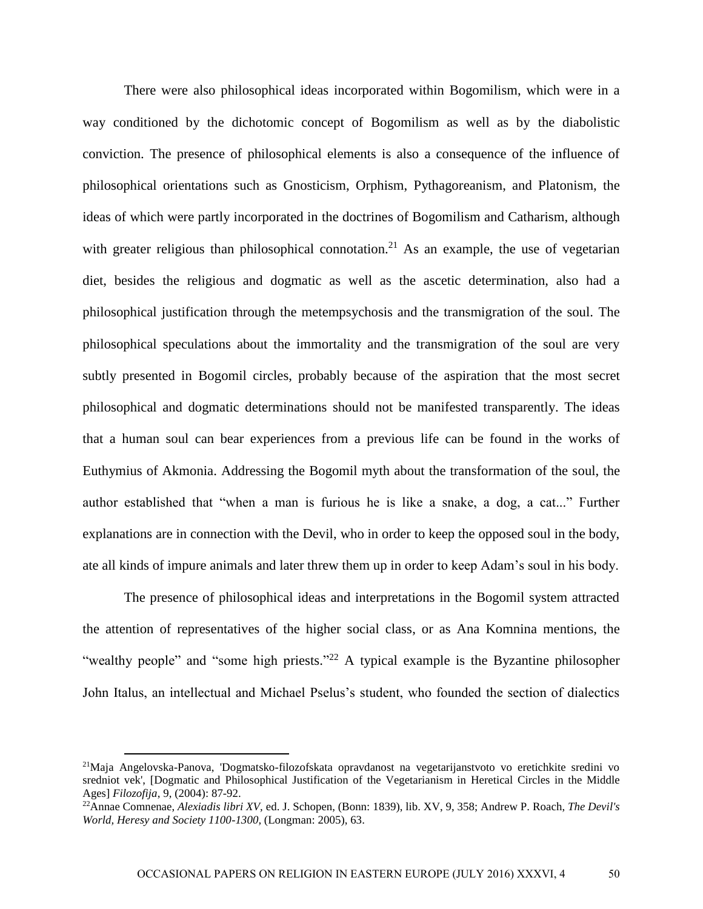There were also philosophical ideas incorporated within Bogomilism, which were in a way conditioned by the dichotomic concept of Bogomilism as well as by the diabolistic conviction. The presence of philosophical elements is also a consequence of the influence of philosophical orientations such as Gnosticism, Orphism, Pythagoreanism, and Platonism, the ideas of which were partly incorporated in the doctrines of Bogomilism and Catharism, although with greater religious than philosophical connotation.[21] As an example, the use of vegetarian diet, besides the religious and dogmatic as well as the ascetic determination, also had a philosophical justification through the metempsychosis and the transmigration of the soul. The philosophical speculations about the immortality and the transmigration of the soul are very subtly presented in Bogomil circles, probably because of the aspiration that the most secret philosophical and dogmatic determinations should not be manifested transparently. The ideas that a human soul can bear experiences from a previous life can be found in the works of Euthymius of Akmonia. Addressing the Bogomil myth about the transformation of the soul, the author established that "when a man is furious he is like a snake, a dog, a cat..." Further explanations are in connection with the Devil, who in order to keep the opposed soul in the body, ate all kinds of impure animals and later threw them up in order to keep Adam's soul in his body.

The presence of philosophical ideas and interpretations in the Bogomil system attracted the attention of representatives of the higher social class, or as Ana Komnina mentions, the "wealthy people" and "some high priests."[22] A typical example is the Byzantine philosopher John Italus, an intellectual and Michael Pselus's student, who founded the section of dialectics

---

[21] Maja Angelovska-Panova, 'Dogmatsko-filozofskata opravdanost na vegetarijanstvoto vo eretichkite sredini vo sredniot vek', [Dogmatic and Philosophical Justification of the Vegetarianism in Heretical Circles in the Middle Ages] *Filozofija*, 9, (2004): 87-92.

[22] Annae Comnenae, *Alexiadis libri XV*, ed. J. Schopen, (Bonn: 1839), lib. XV, 9, 358; Andrew P. Roach, *The Devil's World, Heresy and Society 1100-1300*, (Longman: 2005), 63.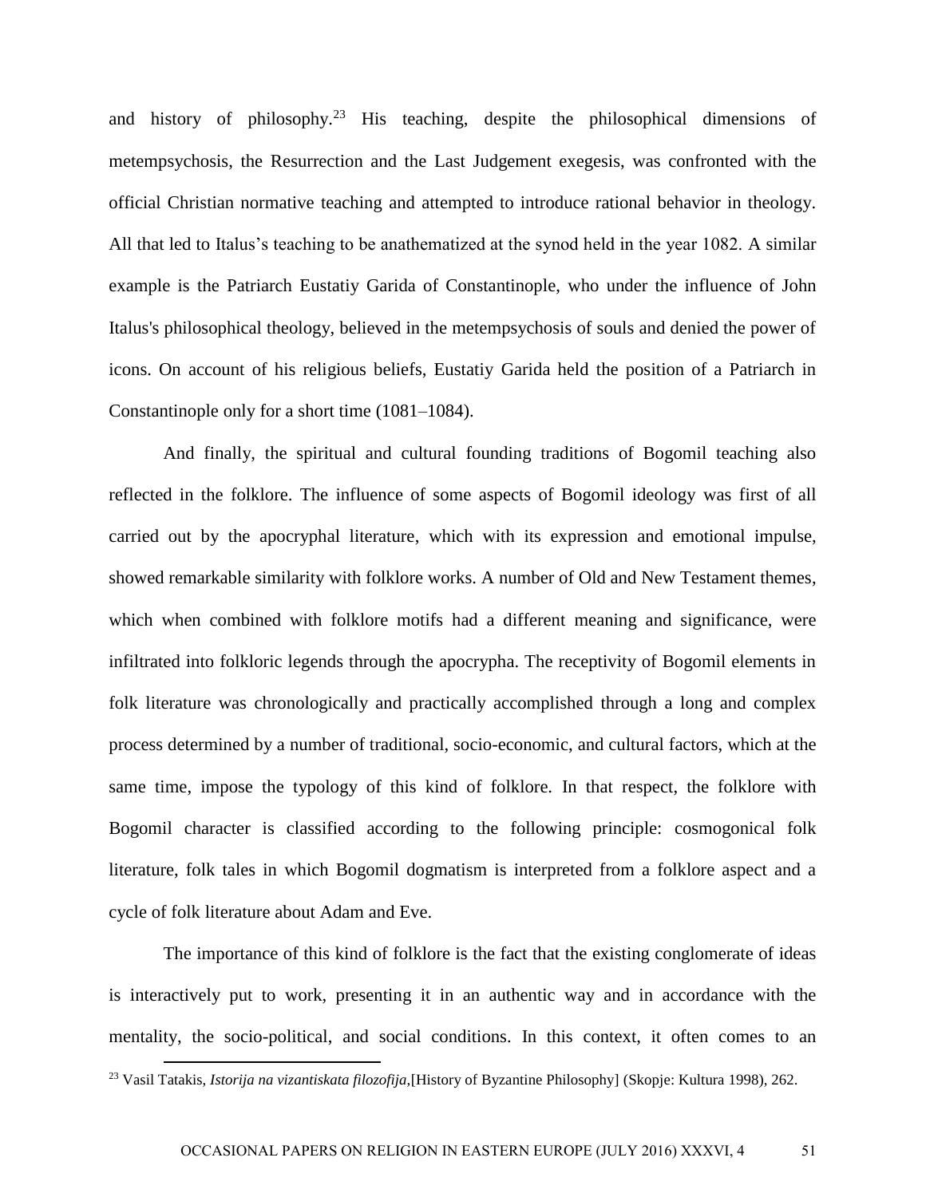and history of philosophy.[23] His teaching, despite the philosophical dimensions of metempsychosis, the Resurrection and the Last Judgement exegesis, was confronted with the official Christian normative teaching and attempted to introduce rational behavior in theology. All that led to Italus's teaching to be anathematized at the synod held in the year 1082. A similar example is the Patriarch Eustatiy Garida of Constantinople, who under the influence of John Italus's philosophical theology, believed in the metempsychosis of souls and denied the power of icons. On account of his religious beliefs, Eustatiy Garida held the position of a Patriarch in Constantinople only for a short time (1081–1084).

And finally, the spiritual and cultural founding traditions of Bogomil teaching also reflected in the folklore. The influence of some aspects of Bogomil ideology was first of all carried out by the apocryphal literature, which with its expression and emotional impulse, showed remarkable similarity with folklore works. A number of Old and New Testament themes, which when combined with folklore motifs had a different meaning and significance, were infiltrated into folkloric legends through the apocrypha. The receptivity of Bogomil elements in folk literature was chronologically and practically accomplished through a long and complex process determined by a number of traditional, socio-economic, and cultural factors, which at the same time, impose the typology of this kind of folklore. In that respect, the folklore with Bogomil character is classified according to the following principle: cosmogonical folk literature, folk tales in which Bogomil dogmatism is interpreted from a folklore aspect and a cycle of folk literature about Adam and Eve.

The importance of this kind of folklore is the fact that the existing conglomerate of ideas is interactively put to work, presenting it in an authentic way and in accordance with the mentality, the socio-political, and social conditions. In this context, it often comes to an

[23] Vasil Tatakis, *Istorija na vizantiskata filozofija*,[History of Byzantine Philosophy] (Skopje: Kultura 1998), 262.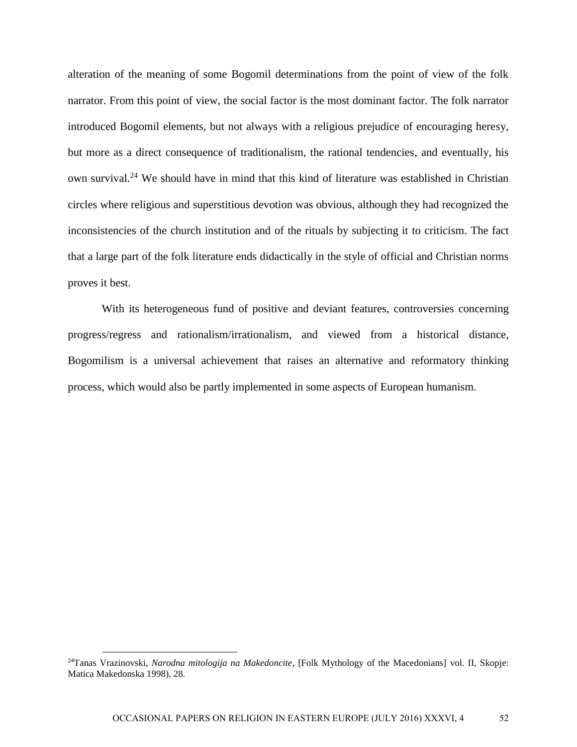alteration of the meaning of some Bogomil determinations from the point of view of the folk narrator. From this point of view, the social factor is the most dominant factor. The folk narrator introduced Bogomil elements, but not always with a religious prejudice of encouraging heresy, but more as a direct consequence of traditionalism, the rational tendencies, and eventually, his own survival.[24] We should have in mind that this kind of literature was established in Christian circles where religious and superstitious devotion was obvious, although they had recognized the inconsistencies of the church institution and of the rituals by subjecting it to criticism. The fact that a large part of the folk literature ends didactically in the style of official and Christian norms proves it best.

With its heterogeneous fund of positive and deviant features, controversies concerning progress/regress and rationalism/irrationalism, and viewed from a historical distance, Bogomilism is a universal achievement that raises an alternative and reformatory thinking process, which would also be partly implemented in some aspects of European humanism.

[24] Tanas Vrazinovski, *Narodna mitologija na Makedoncite*, [Folk Mythology of the Macedonians] vol. II, Skopje: Matica Makedonska 1998), 28.